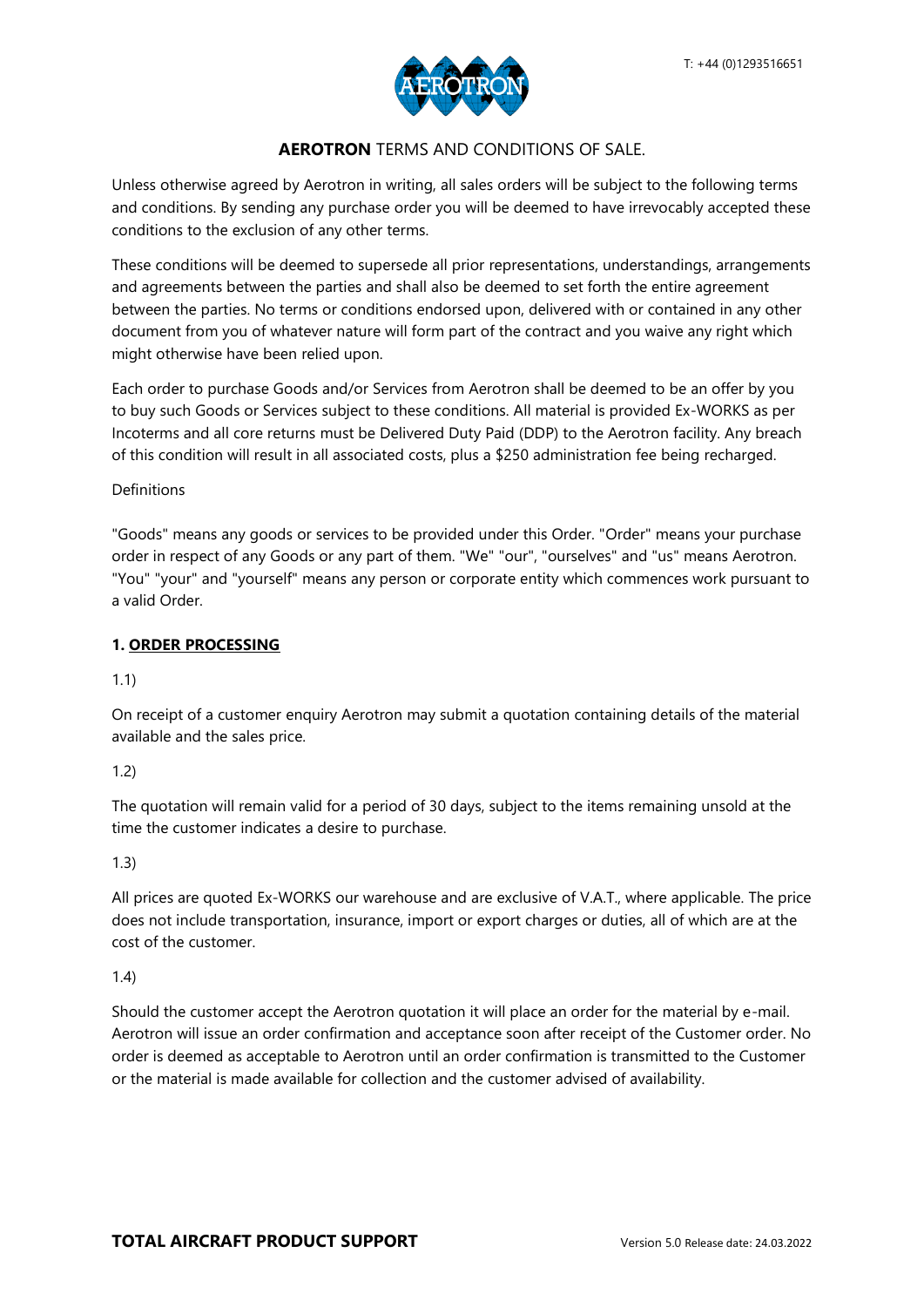# **AEROTRON** TERMS AND CONDITIONS OF SALE.

Unless otherwise agreed by Aerotron in writing, all sales orders will be subject to the following terms and conditions. By sending any purchase order you will be deemed to have irrevocably accepted these conditions to the exclusion of any other terms.

These conditions will be deemed to supersede all prior representations, understandings, arrangements and agreements between the parties and shall also be deemed to set forth the entire agreement between the parties. No terms or conditions endorsed upon, delivered with or contained in any other document from you of whatever nature will form part of the contract and you waive any right which might otherwise have been relied upon.

Each order to purchase Goods and/or Services from Aerotron shall be deemed to be an offer by you to buy such Goods or Services subject to these conditions. All material is provided Ex-WORKS as per Incoterms and all core returns must be Delivered Duty Paid (DDP) to the Aerotron facility. Any breach of this condition will result in all associated costs, plus a $250 administration fee being recharged.

Definitions

"Goods" means any goods or services to be provided under this Order. "Order" means your purchase order in respect of any Goods or any part of them. "We" "our", "ourselves" and "us" means Aerotron. "You" "your" and "yourself" means any person or corporate entity which commences work pursuant to a valid Order.

## **1. ORDER PROCESSING**

1.1)

On receipt of a customer enquiry Aerotron may submit a quotation containing details of the material available and the sales price.

1.2)

The quotation will remain valid for a period of 30 days, subject to the items remaining unsold at the time the customer indicates a desire to purchase.

1.3)

All prices are quoted Ex-WORKS our warehouse and are exclusive of V.A.T., where applicable. The price does not include transportation, insurance, import or export charges or duties, all of which are at the cost of the customer.

1.4)

Should the customer accept the Aerotron quotation it will place an order for the material by e-mail. Aerotron will issue an order confirmation and acceptance soon after receipt of the Customer order. No order is deemed as acceptable to Aerotron until an order confirmation is transmitted to the Customer or the material is made available for collection and the customer advised of availability.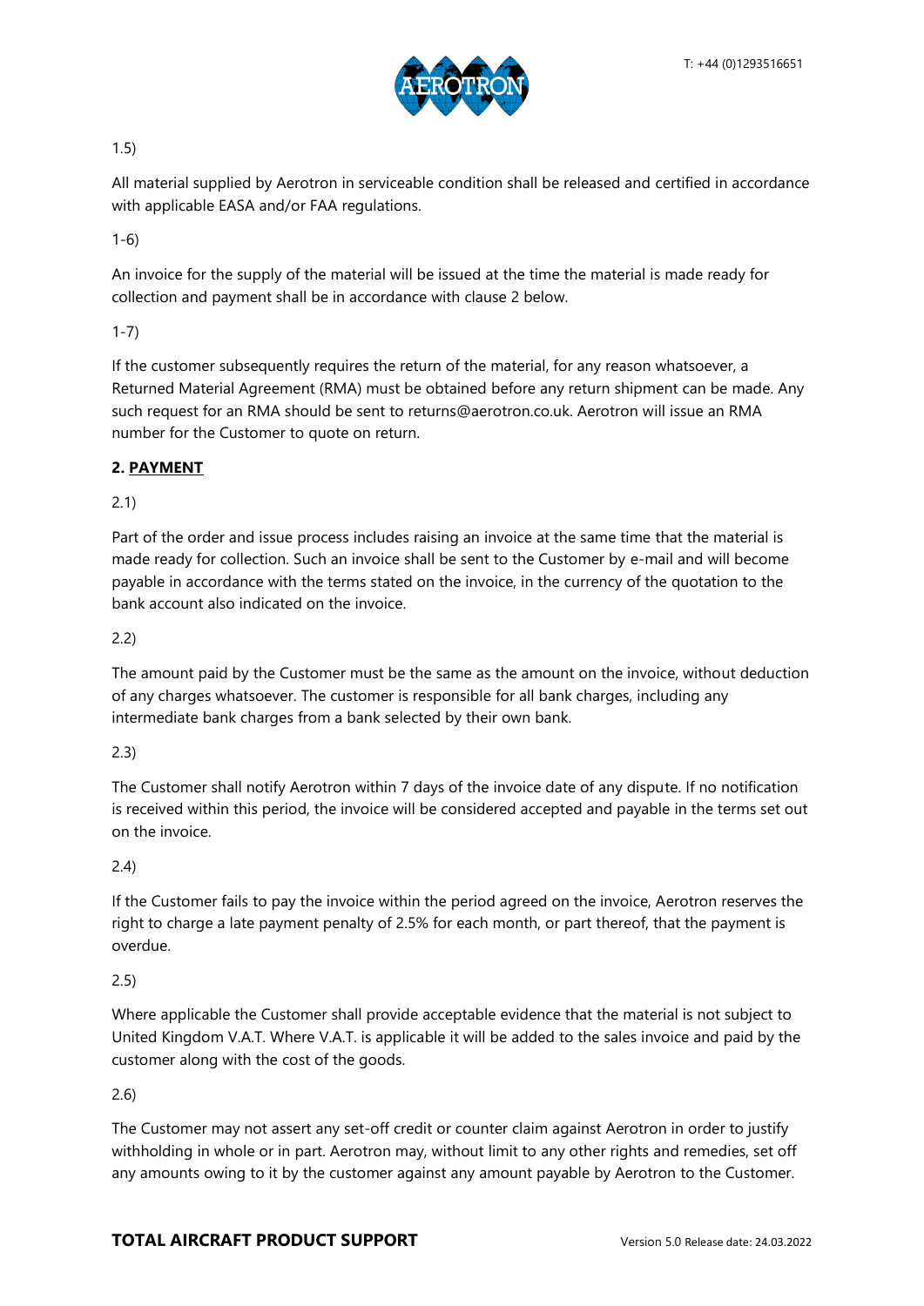1.5)

All material supplied by Aerotron in serviceable condition shall be released and certified in accordance with applicable EASA and/or FAA regulations.

1-6)

An invoice for the supply of the material will be issued at the time the material is made ready for collection and payment shall be in accordance with clause 2 below.

1-7)

If the customer subsequently requires the return of the material, for any reason whatsoever, a Returned Material Agreement (RMA) must be obtained before any return shipment can be made. Any such request for an RMA should be sent to returns@aerotron.co.uk. Aerotron will issue an RMA number for the Customer to quote on return.

**2. PAYMENT**

2.1)

Part of the order and issue process includes raising an invoice at the same time that the material is made ready for collection. Such an invoice shall be sent to the Customer by e-mail and will become payable in accordance with the terms stated on the invoice, in the currency of the quotation to the bank account also indicated on the invoice.

2.2)

The amount paid by the Customer must be the same as the amount on the invoice, without deduction of any charges whatsoever. The customer is responsible for all bank charges, including any intermediate bank charges from a bank selected by their own bank.

2.3)

The Customer shall notify Aerotron within 7 days of the invoice date of any dispute. If no notification is received within this period, the invoice will be considered accepted and payable in the terms set out on the invoice.

2.4)

If the Customer fails to pay the invoice within the period agreed on the invoice, Aerotron reserves the right to charge a late payment penalty of 2.5% for each month, or part thereof, that the payment is overdue.

2.5)

Where applicable the Customer shall provide acceptable evidence that the material is not subject to United Kingdom V.A.T. Where V.A.T. is applicable it will be added to the sales invoice and paid by the customer along with the cost of the goods.

2.6)

The Customer may not assert any set-off credit or counter claim against Aerotron in order to justify withholding in whole or in part. Aerotron may, without limit to any other rights and remedies, set off any amounts owing to it by the customer against any amount payable by Aerotron to the Customer.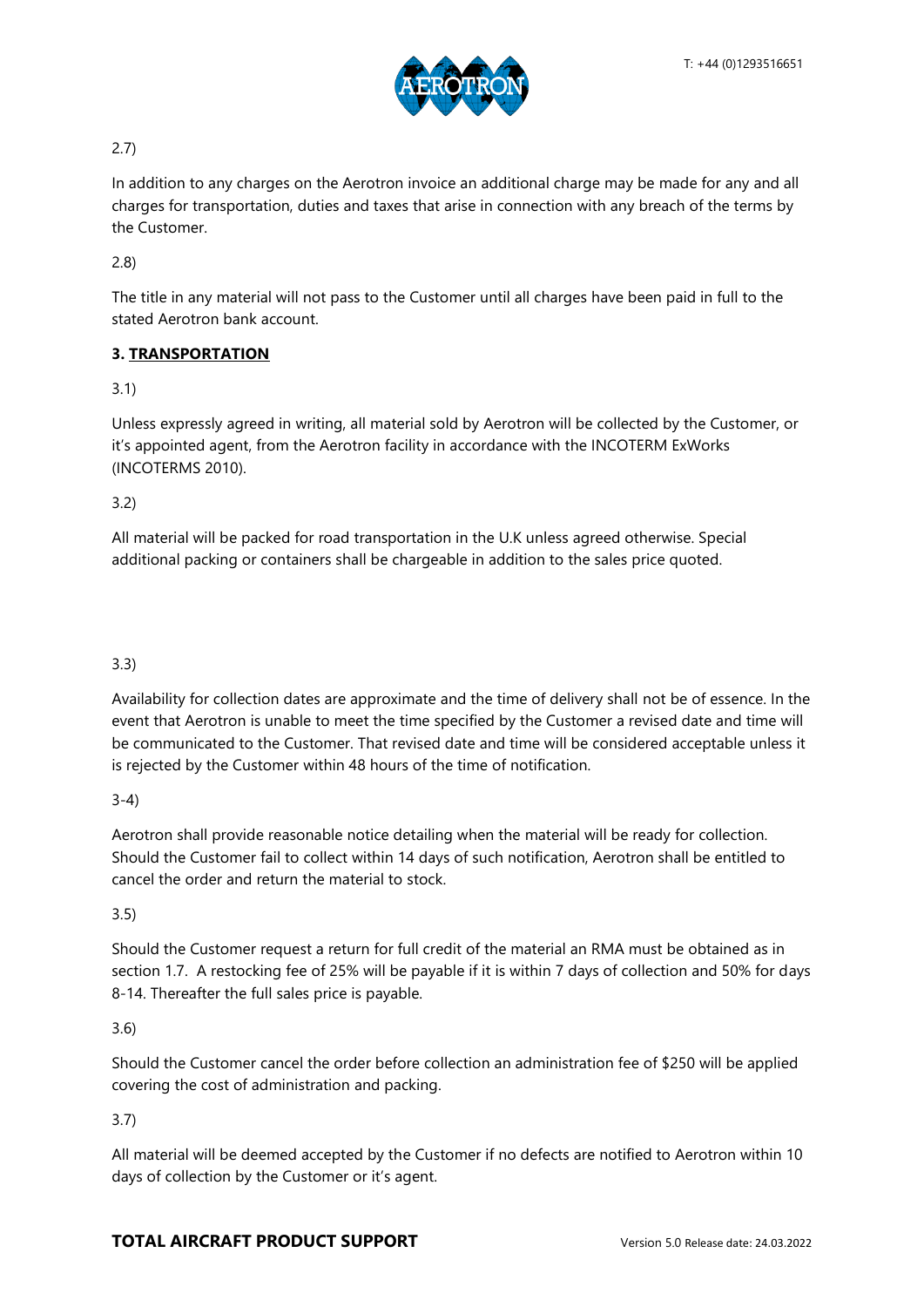2.7)

In addition to any charges on the Aerotron invoice an additional charge may be made for any and all charges for transportation, duties and taxes that arise in connection with any breach of the terms by the Customer.

2.8)

The title in any material will not pass to the Customer until all charges have been paid in full to the stated Aerotron bank account.

## 3. TRANSPORTATION

3.1)

Unless expressly agreed in writing, all material sold by Aerotron will be collected by the Customer, or it's appointed agent, from the Aerotron facility in accordance with the INCOTERM ExWorks (INCOTERMS 2010).

3.2)

All material will be packed for road transportation in the U.K unless agreed otherwise. Special additional packing or containers shall be chargeable in addition to the sales price quoted.

3.3)

Availability for collection dates are approximate and the time of delivery shall not be of essence. In the event that Aerotron is unable to meet the time specified by the Customer a revised date and time will be communicated to the Customer. That revised date and time will be considered acceptable unless it is rejected by the Customer within 48 hours of the time of notification.

3-4)

Aerotron shall provide reasonable notice detailing when the material will be ready for collection. Should the Customer fail to collect within 14 days of such notification, Aerotron shall be entitled to cancel the order and return the material to stock.

3.5)

Should the Customer request a return for full credit of the material an RMA must be obtained as in section 1.7. A restocking fee of 25% will be payable if it is within 7 days of collection and 50% for days 8-14. Thereafter the full sales price is payable.

3.6)

Should the Customer cancel the order before collection an administration fee of $250 will be applied covering the cost of administration and packing.

3.7)

All material will be deemed accepted by the Customer if no defects are notified to Aerotron within 10 days of collection by the Customer or it's agent.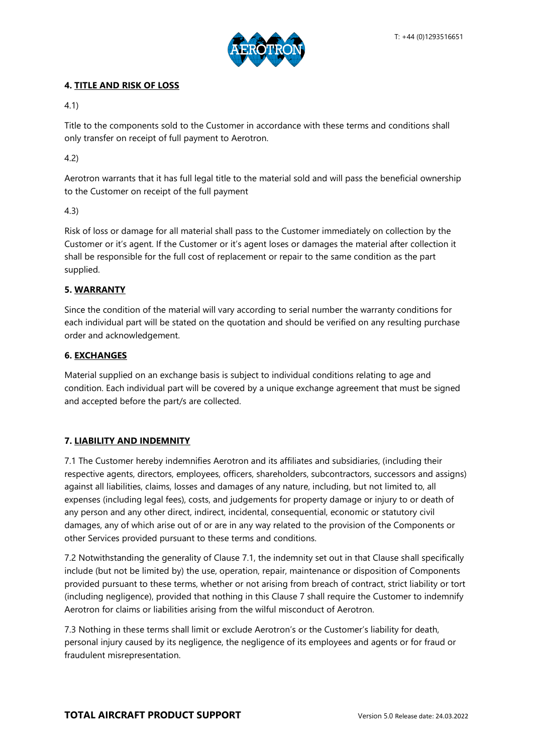## 4. TITLE AND RISK OF LOSS

4.1)

Title to the components sold to the Customer in accordance with these terms and conditions shall only transfer on receipt of full payment to Aerotron.

4.2)

Aerotron warrants that it has full legal title to the material sold and will pass the beneficial ownership to the Customer on receipt of the full payment

4.3)

Risk of loss or damage for all material shall pass to the Customer immediately on collection by the Customer or it's agent. If the Customer or it's agent loses or damages the material after collection it shall be responsible for the full cost of replacement or repair to the same condition as the part supplied.

## 5. WARRANTY

Since the condition of the material will vary according to serial number the warranty conditions for each individual part will be stated on the quotation and should be verified on any resulting purchase order and acknowledgement.

## 6. EXCHANGES

Material supplied on an exchange basis is subject to individual conditions relating to age and condition. Each individual part will be covered by a unique exchange agreement that must be signed and accepted before the part/s are collected.

## 7. LIABILITY AND INDEMNITY

7.1 The Customer hereby indemnifies Aerotron and its affiliates and subsidiaries, (including their respective agents, directors, employees, officers, shareholders, subcontractors, successors and assigns) against all liabilities, claims, losses and damages of any nature, including, but not limited to, all expenses (including legal fees), costs, and judgements for property damage or injury to or death of any person and any other direct, indirect, incidental, consequential, economic or statutory civil damages, any of which arise out of or are in any way related to the provision of the Components or other Services provided pursuant to these terms and conditions.

7.2 Notwithstanding the generality of Clause 7.1, the indemnity set out in that Clause shall specifically include (but not be limited by) the use, operation, repair, maintenance or disposition of Components provided pursuant to these terms, whether or not arising from breach of contract, strict liability or tort (including negligence), provided that nothing in this Clause 7 shall require the Customer to indemnify Aerotron for claims or liabilities arising from the wilful misconduct of Aerotron.

7.3 Nothing in these terms shall limit or exclude Aerotron's or the Customer's liability for death, personal injury caused by its negligence, the negligence of its employees and agents or for fraud or fraudulent misrepresentation.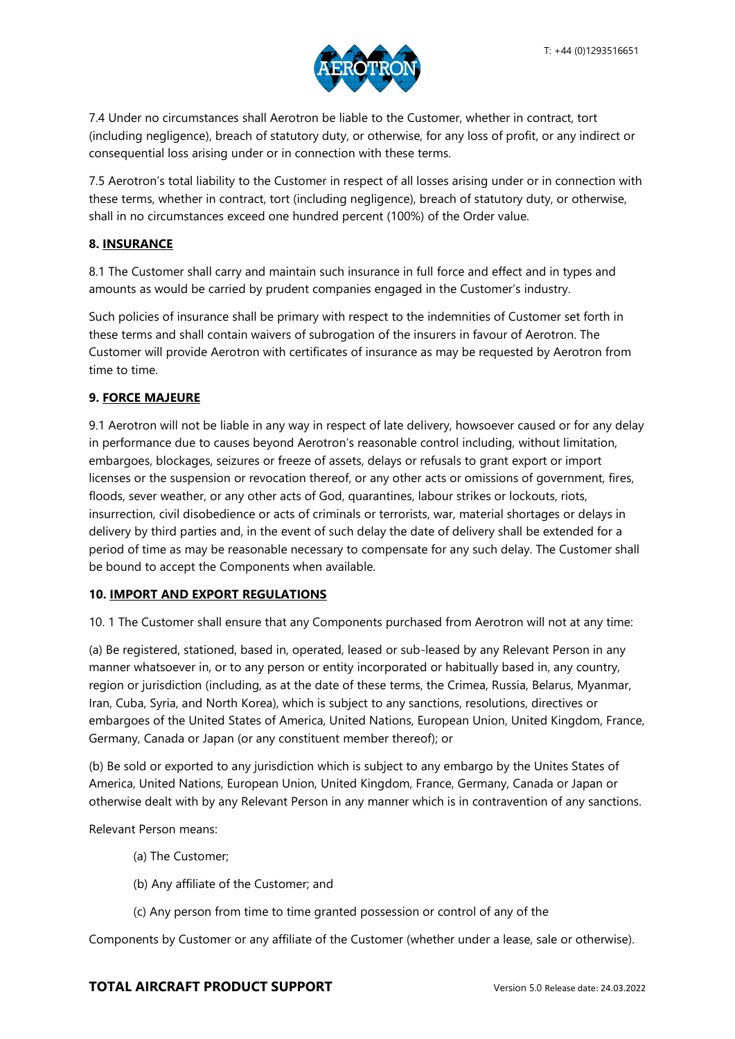7.4 Under no circumstances shall Aerotron be liable to the Customer, whether in contract, tort (including negligence), breach of statutory duty, or otherwise, for any loss of profit, or any indirect or consequential loss arising under or in connection with these terms.

7.5 Aerotron's total liability to the Customer in respect of all losses arising under or in connection with these terms, whether in contract, tort (including negligence), breach of statutory duty, or otherwise, shall in no circumstances exceed one hundred percent (100%) of the Order value.

**8. INSURANCE**

8.1 The Customer shall carry and maintain such insurance in full force and effect and in types and amounts as would be carried by prudent companies engaged in the Customer's industry.

Such policies of insurance shall be primary with respect to the indemnities of Customer set forth in these terms and shall contain waivers of subrogation of the insurers in favour of Aerotron. The Customer will provide Aerotron with certificates of insurance as may be requested by Aerotron from time to time.

**9. FORCE MAJEURE**

9.1 Aerotron will not be liable in any way in respect of late delivery, howsoever caused or for any delay in performance due to causes beyond Aerotron's reasonable control including, without limitation, embargoes, blockages, seizures or freeze of assets, delays or refusals to grant export or import licenses or the suspension or revocation thereof, or any other acts or omissions of government, fires, floods, sever weather, or any other acts of God, quarantines, labour strikes or lockouts, riots, insurrection, civil disobedience or acts of criminals or terrorists, war, material shortages or delays in delivery by third parties and, in the event of such delay the date of delivery shall be extended for a period of time as may be reasonable necessary to compensate for any such delay. The Customer shall be bound to accept the Components when available.

**10. IMPORT AND EXPORT REGULATIONS**

10. 1 The Customer shall ensure that any Components purchased from Aerotron will not at any time:

(a) Be registered, stationed, based in, operated, leased or sub-leased by any Relevant Person in any manner whatsoever in, or to any person or entity incorporated or habitually based in, any country, region or jurisdiction (including, as at the date of these terms, the Crimea, Russia, Belarus, Myanmar, Iran, Cuba, Syria, and North Korea), which is subject to any sanctions, resolutions, directives or embargoes of the United States of America, United Nations, European Union, United Kingdom, France, Germany, Canada or Japan (or any constituent member thereof); or

(b) Be sold or exported to any jurisdiction which is subject to any embargo by the Unites States of America, United Nations, European Union, United Kingdom, France, Germany, Canada or Japan or otherwise dealt with by any Relevant Person in any manner which is in contravention of any sanctions.

Relevant Person means:

(a) The Customer;

(b) Any affiliate of the Customer; and

(c) Any person from time to time granted possession or control of any of the Components by Customer or any affiliate of the Customer (whether under a lease, sale or otherwise).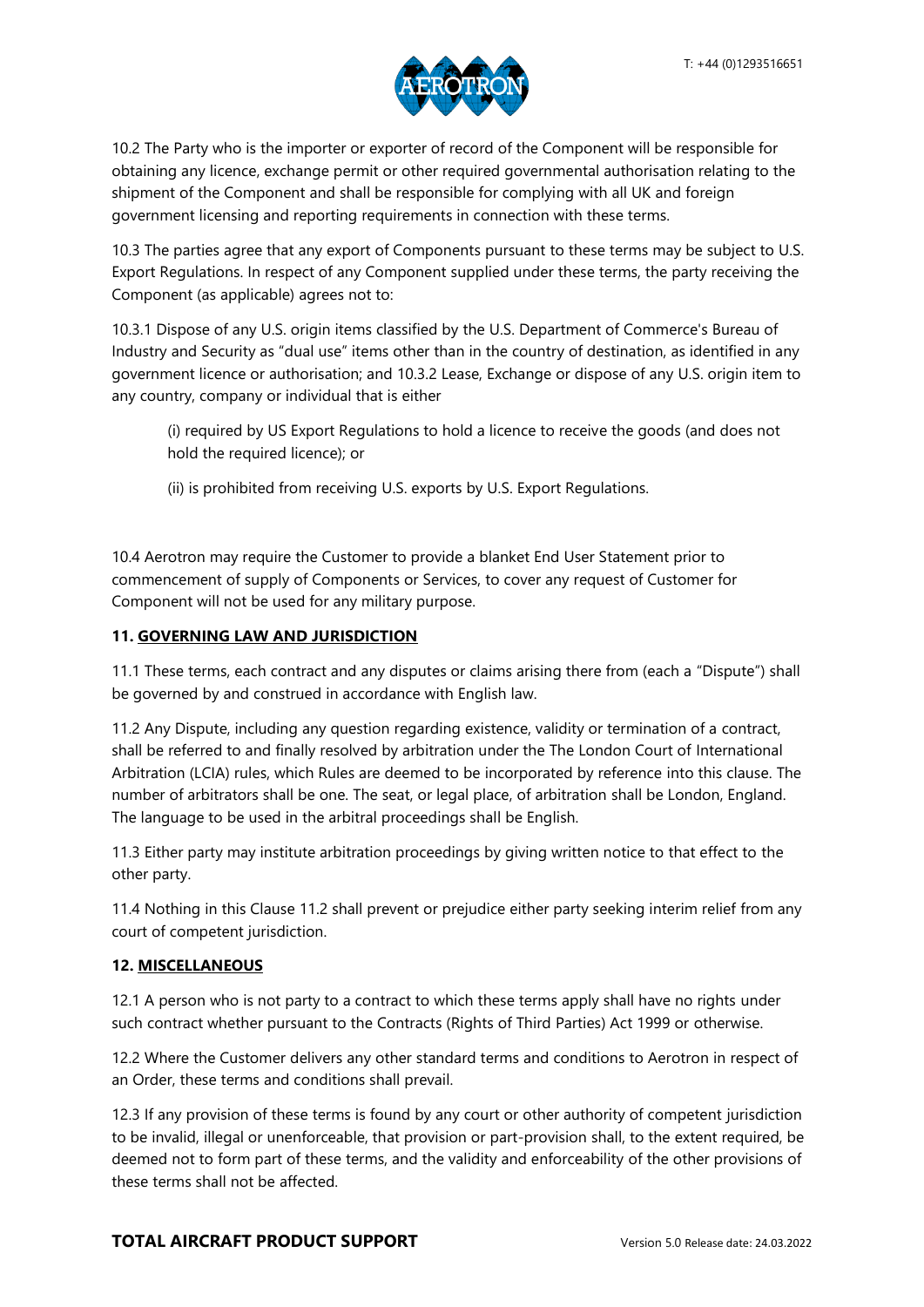10.2 The Party who is the importer or exporter of record of the Component will be responsible for obtaining any licence, exchange permit or other required governmental authorisation relating to the shipment of the Component and shall be responsible for complying with all UK and foreign government licensing and reporting requirements in connection with these terms.

10.3 The parties agree that any export of Components pursuant to these terms may be subject to U.S. Export Regulations. In respect of any Component supplied under these terms, the party receiving the Component (as applicable) agrees not to:

10.3.1 Dispose of any U.S. origin items classified by the U.S. Department of Commerce's Bureau of Industry and Security as "dual use" items other than in the country of destination, as identified in any government licence or authorisation; and 10.3.2 Lease, Exchange or dispose of any U.S. origin item to any country, company or individual that is either

(i) required by US Export Regulations to hold a licence to receive the goods (and does not hold the required licence); or

(ii) is prohibited from receiving U.S. exports by U.S. Export Regulations.

10.4 Aerotron may require the Customer to provide a blanket End User Statement prior to commencement of supply of Components or Services, to cover any request of Customer for Component will not be used for any military purpose.

**11. GOVERNING LAW AND JURISDICTION**

11.1 These terms, each contract and any disputes or claims arising there from (each a "Dispute") shall be governed by and construed in accordance with English law.

11.2 Any Dispute, including any question regarding existence, validity or termination of a contract, shall be referred to and finally resolved by arbitration under the The London Court of International Arbitration (LCIA) rules, which Rules are deemed to be incorporated by reference into this clause. The number of arbitrators shall be one. The seat, or legal place, of arbitration shall be London, England. The language to be used in the arbitral proceedings shall be English.

11.3 Either party may institute arbitration proceedings by giving written notice to that effect to the other party.

11.4 Nothing in this Clause 11.2 shall prevent or prejudice either party seeking interim relief from any court of competent jurisdiction.

**12. MISCELLANEOUS**

12.1 A person who is not party to a contract to which these terms apply shall have no rights under such contract whether pursuant to the Contracts (Rights of Third Parties) Act 1999 or otherwise.

12.2 Where the Customer delivers any other standard terms and conditions to Aerotron in respect of an Order, these terms and conditions shall prevail.

12.3 If any provision of these terms is found by any court or other authority of competent jurisdiction to be invalid, illegal or unenforceable, that provision or part-provision shall, to the extent required, be deemed not to form part of these terms, and the validity and enforceability of the other provisions of these terms shall not be affected.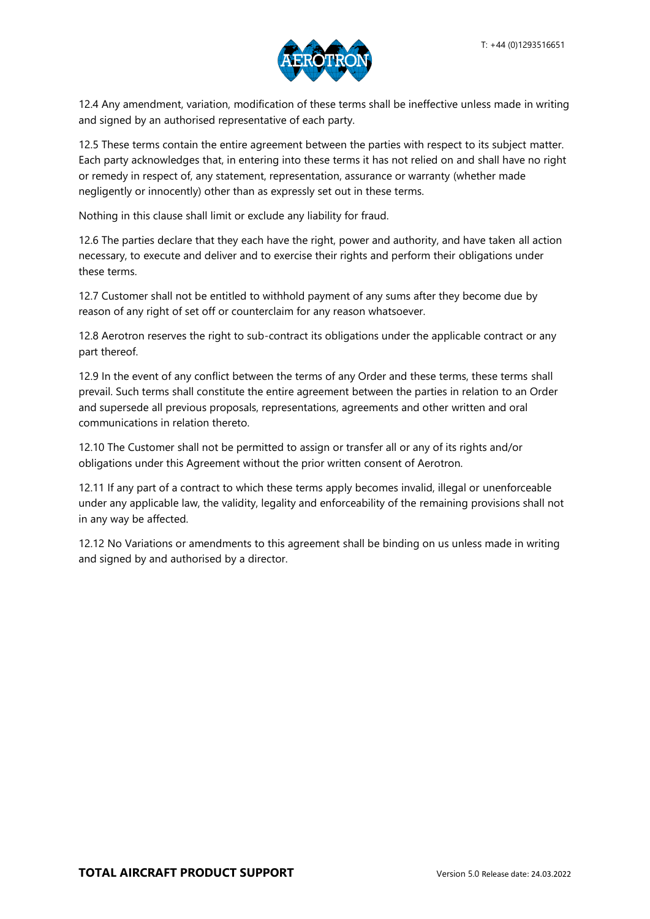12.4 Any amendment, variation, modification of these terms shall be ineffective unless made in writing and signed by an authorised representative of each party.

12.5 These terms contain the entire agreement between the parties with respect to its subject matter. Each party acknowledges that, in entering into these terms it has not relied on and shall have no right or remedy in respect of, any statement, representation, assurance or warranty (whether made negligently or innocently) other than as expressly set out in these terms.

Nothing in this clause shall limit or exclude any liability for fraud.

12.6 The parties declare that they each have the right, power and authority, and have taken all action necessary, to execute and deliver and to exercise their rights and perform their obligations under these terms.

12.7 Customer shall not be entitled to withhold payment of any sums after they become due by reason of any right of set off or counterclaim for any reason whatsoever.

12.8 Aerotron reserves the right to sub-contract its obligations under the applicable contract or any part thereof.

12.9 In the event of any conflict between the terms of any Order and these terms, these terms shall prevail. Such terms shall constitute the entire agreement between the parties in relation to an Order and supersede all previous proposals, representations, agreements and other written and oral communications in relation thereto.

12.10 The Customer shall not be permitted to assign or transfer all or any of its rights and/or obligations under this Agreement without the prior written consent of Aerotron.

12.11 If any part of a contract to which these terms apply becomes invalid, illegal or unenforceable under any applicable law, the validity, legality and enforceability of the remaining provisions shall not in any way be affected.

12.12 No Variations or amendments to this agreement shall be binding on us unless made in writing and signed by and authorised by a director.